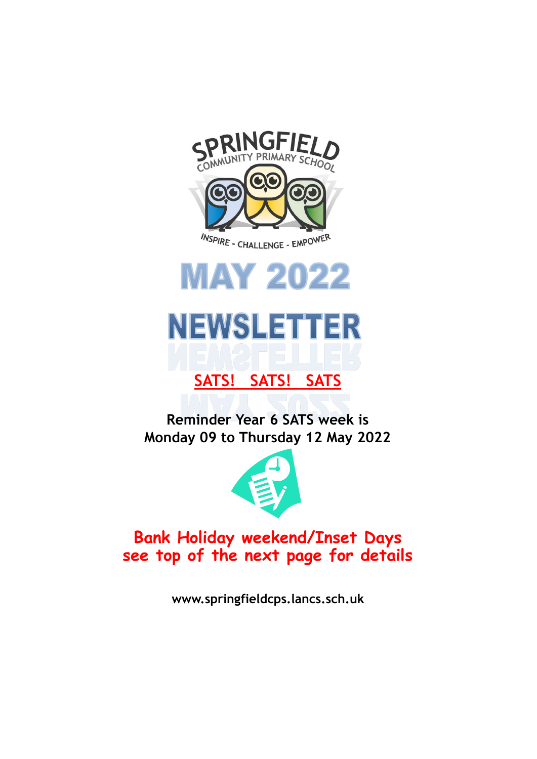SPRINGFIELD COMMUNITY PRIMARY SCHOOL

INSPIRE - CHALLENGE - EMPOWER

# MAY 2022

# NEWSLETTER

## SATS! SATS! SATS

**Reminder Year 6 SATS week is Monday 09 to Thursday 12 May 2022**

**Bank Holiday weekend/Inset Days see top of the next page for details**

**www.springfieldcps.lancs.sch.uk**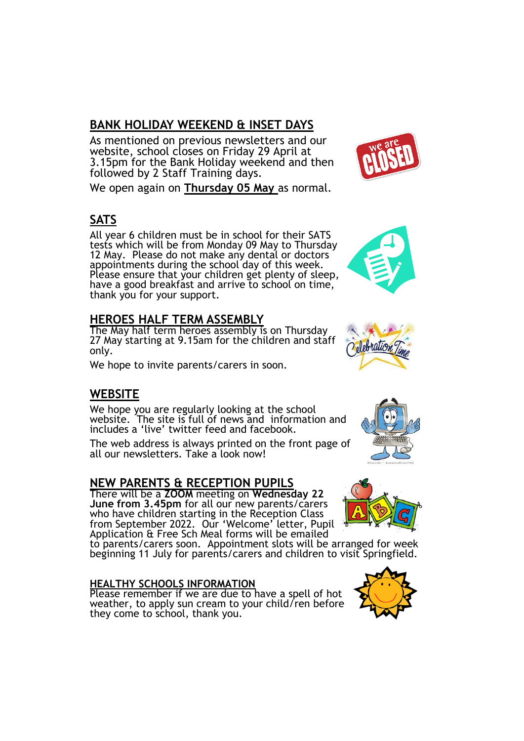## BANK HOLIDAY WEEKEND & INSET DAYS

As mentioned on previous newsletters and our website, school closes on Friday 29 April at 3.15pm for the Bank Holiday weekend and then followed by 2 Staff Training days.

We open again on **Thursday 05 May** as normal.

## SATS

All year 6 children must be in school for their SATS tests which will be from Monday 09 May to Thursday 12 May. Please do not make any dental or doctors appointments during the school day of this week. Please ensure that your children get plenty of sleep, have a good breakfast and arrive to school on time, thank you for your support.

## HEROES HALF TERM ASSEMBLY

The May half term heroes assembly is on Thursday 27 May starting at 9.15am for the children and staff only.

We hope to invite parents/carers in soon.

## WEBSITE

We hope you are regularly looking at the school website. The site is full of news and information and includes a 'live' twitter feed and facebook.

The web address is always printed on the front page of all our newsletters. Take a look now!

## NEW PARENTS & RECEPTION PUPILS

There will be a **ZOOM** meeting on **Wednesday 22 June from 3.45pm** for all our new parents/carers who have children starting in the Reception Class from September 2022. Our 'Welcome' letter, Pupil Application & Free Sch Meal forms will be emailed to parents/carers soon. Appointment slots will be arranged for week beginning 11 July for parents/carers and children to visit Springfield.

## HEALTHY SCHOOLS INFORMATION

Please remember if we are due to have a spell of hot weather, to apply sun cream to your child/ren before they come to school, thank you.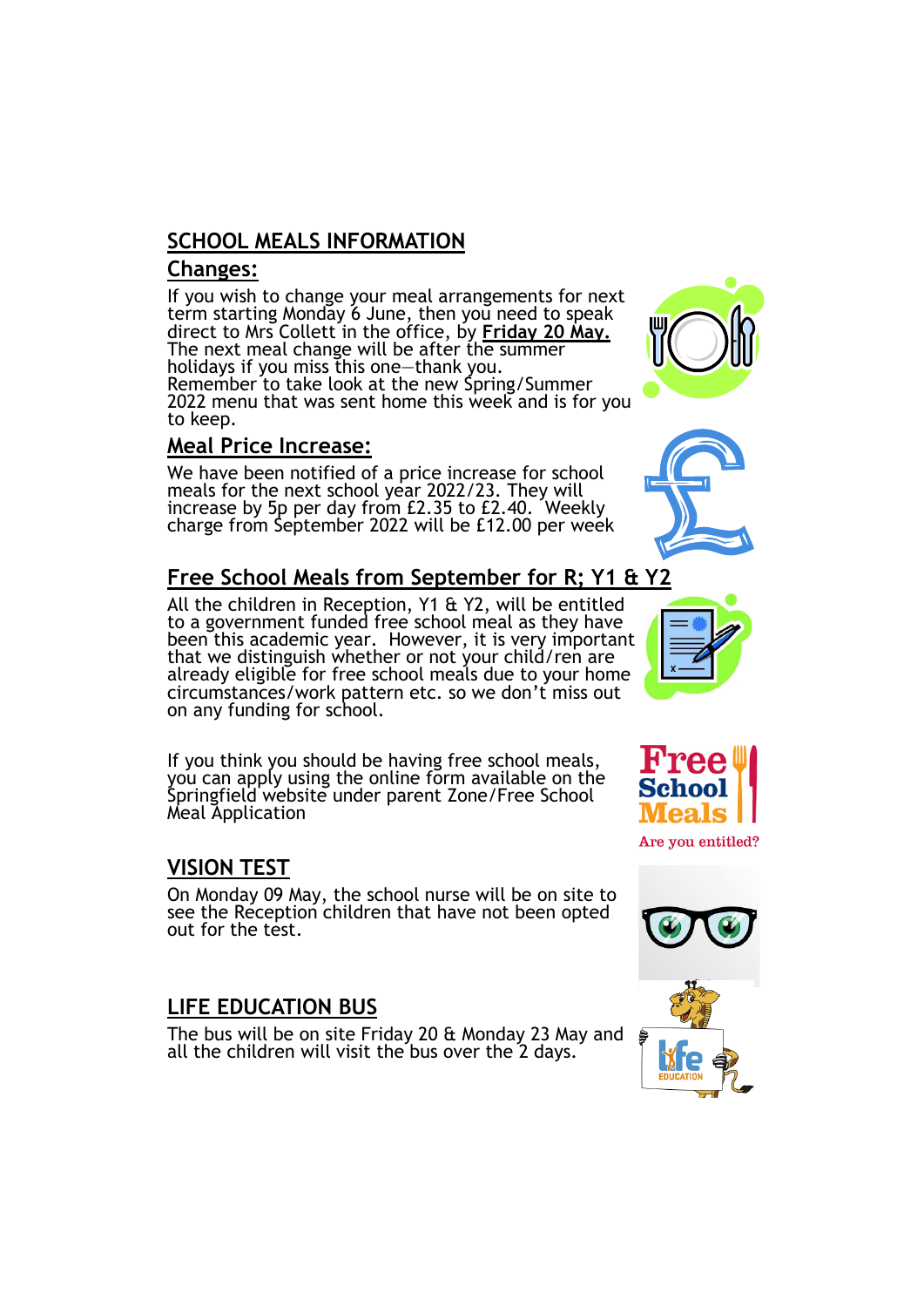## SCHOOL MEALS INFORMATION

### Changes:

If you wish to change your meal arrangements for next term starting Monday 6 June, then you need to speak direct to Mrs Collett in the office, by **Friday 20 May.** The next meal change will be after the summer holidays if you miss this one—thank you.
Remember to take look at the new Spring/Summer 2022 menu that was sent home this week and is for you to keep.

### Meal Price Increase:

We have been notified of a price increase for school meals for the next school year 2022/23. They will increase by 5p per day from £2.35 to £2.40. Weekly charge from September 2022 will be £12.00 per week

### Free School Meals from September for R; Y1 & Y2

All the children in Reception, Y1 & Y2, will be entitled to a government funded free school meal as they have been this academic year. However, it is very important that we distinguish whether or not your child/ren are already eligible for free school meals due to your home circumstances/work pattern etc. so we don't miss out on any funding for school.

If you think you should be having free school meals, you can apply using the online form available on the Springfield website under parent Zone/Free School Meal Application

Free School Meals

Are you entitled?

## VISION TEST

On Monday 09 May, the school nurse will be on site to see the Reception children that have not been opted out for the test.

## LIFE EDUCATION BUS

The bus will be on site Friday 20 & Monday 23 May and all the children will visit the bus over the 2 days.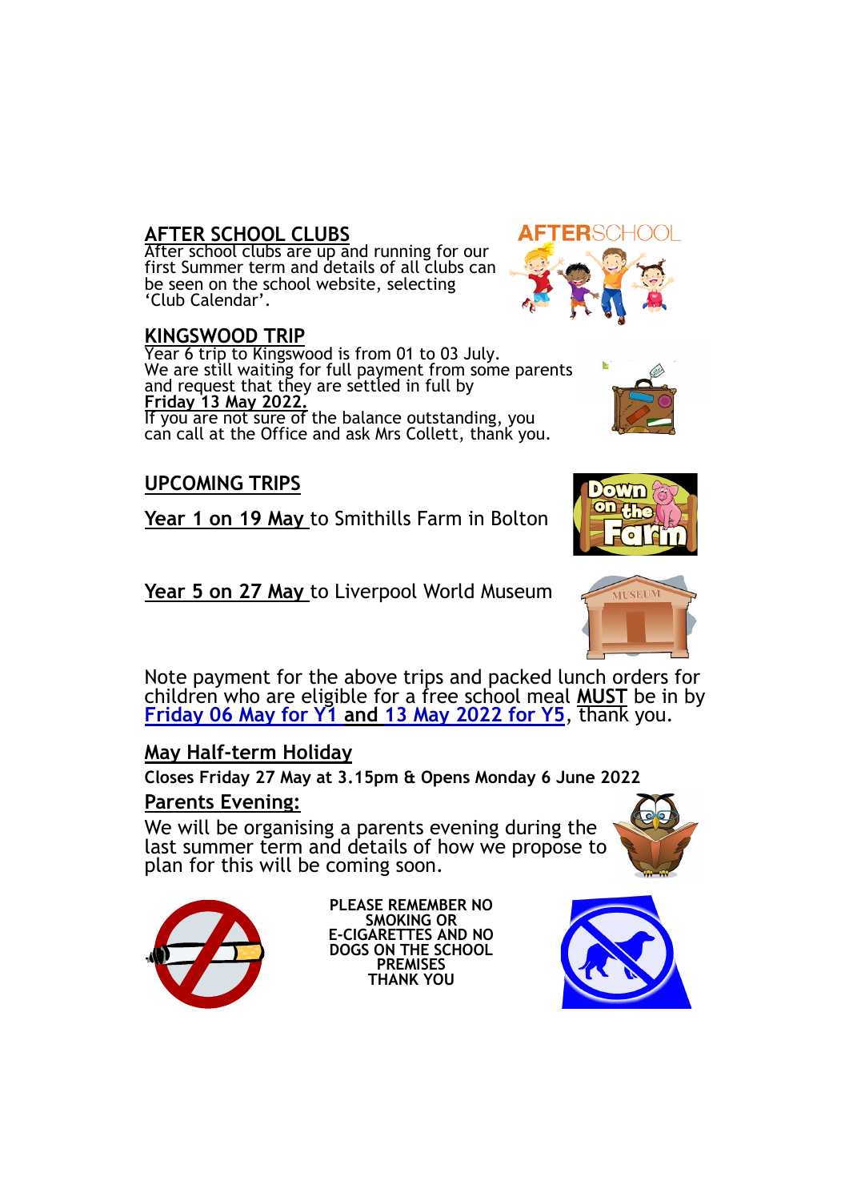## AFTER SCHOOL CLUBS

After school clubs are up and running for our first Summer term and details of all clubs can be seen on the school website, selecting 'Club Calendar'.

## KINGSWOOD TRIP

Year 6 trip to Kingswood is from 01 to 03 July.
We are still waiting for full payment from some parents and request that they are settled in full by
**Friday 13 May 2022.**
If you are not sure of the balance outstanding, you can call at the Office and ask Mrs Collett, thank you.

## UPCOMING TRIPS

**Year 1 on 19 May** to Smithills Farm in Bolton

**Year 5 on 27 May** to Liverpool World Museum

Note payment for the above trips and packed lunch orders for children who are eligible for a free school meal **MUST** be in by **Friday 06 May for Y1 and 13 May 2022 for Y5**, thank you.

## May Half-term Holiday

**Closes Friday 27 May at 3.15pm & Opens Monday 6 June 2022**

## Parents Evening:

We will be organising a parents evening during the last summer term and details of how we propose to plan for this will be coming soon.

**PLEASE REMEMBER NO SMOKING OR E-CIGARETTES AND NO DOGS ON THE SCHOOL PREMISES THANK YOU**